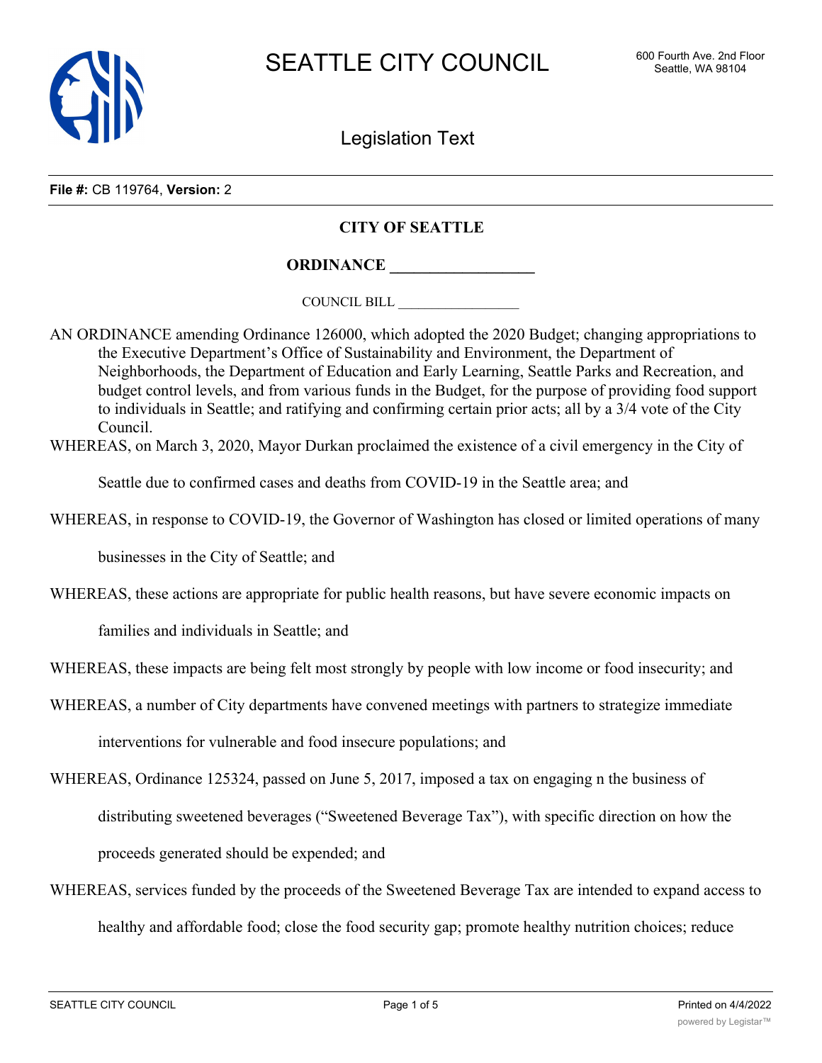# SEATTLE CITY COUNCIL

600 Fourth Ave. 2nd Floor
Seattle, WA 98104

## Legislation Text

**File #:** CB 119764, **Version:** 2

**CITY OF SEATTLE**

**ORDINANCE \_\_\_\_\_\_\_\_\_\_\_\_\_\_\_\_\_\_**

COUNCIL BILL \_\_\_\_\_\_\_\_\_\_\_\_\_\_\_\_\_\_

AN ORDINANCE amending Ordinance 126000, which adopted the 2020 Budget; changing appropriations to the Executive Department's Office of Sustainability and Environment, the Department of Neighborhoods, the Department of Education and Early Learning, Seattle Parks and Recreation, and budget control levels, and from various funds in the Budget, for the purpose of providing food support to individuals in Seattle; and ratifying and confirming certain prior acts; all by a 3/4 vote of the City Council.

WHEREAS, on March 3, 2020, Mayor Durkan proclaimed the existence of a civil emergency in the City of Seattle due to confirmed cases and deaths from COVID-19 in the Seattle area; and

WHEREAS, in response to COVID-19, the Governor of Washington has closed or limited operations of many businesses in the City of Seattle; and

WHEREAS, these actions are appropriate for public health reasons, but have severe economic impacts on families and individuals in Seattle; and

WHEREAS, these impacts are being felt most strongly by people with low income or food insecurity; and

WHEREAS, a number of City departments have convened meetings with partners to strategize immediate interventions for vulnerable and food insecure populations; and

WHEREAS, Ordinance 125324, passed on June 5, 2017, imposed a tax on engaging n the business of distributing sweetened beverages ("Sweetened Beverage Tax"), with specific direction on how the proceeds generated should be expended; and

WHEREAS, services funded by the proceeds of the Sweetened Beverage Tax are intended to expand access to healthy and affordable food; close the food security gap; promote healthy nutrition choices; reduce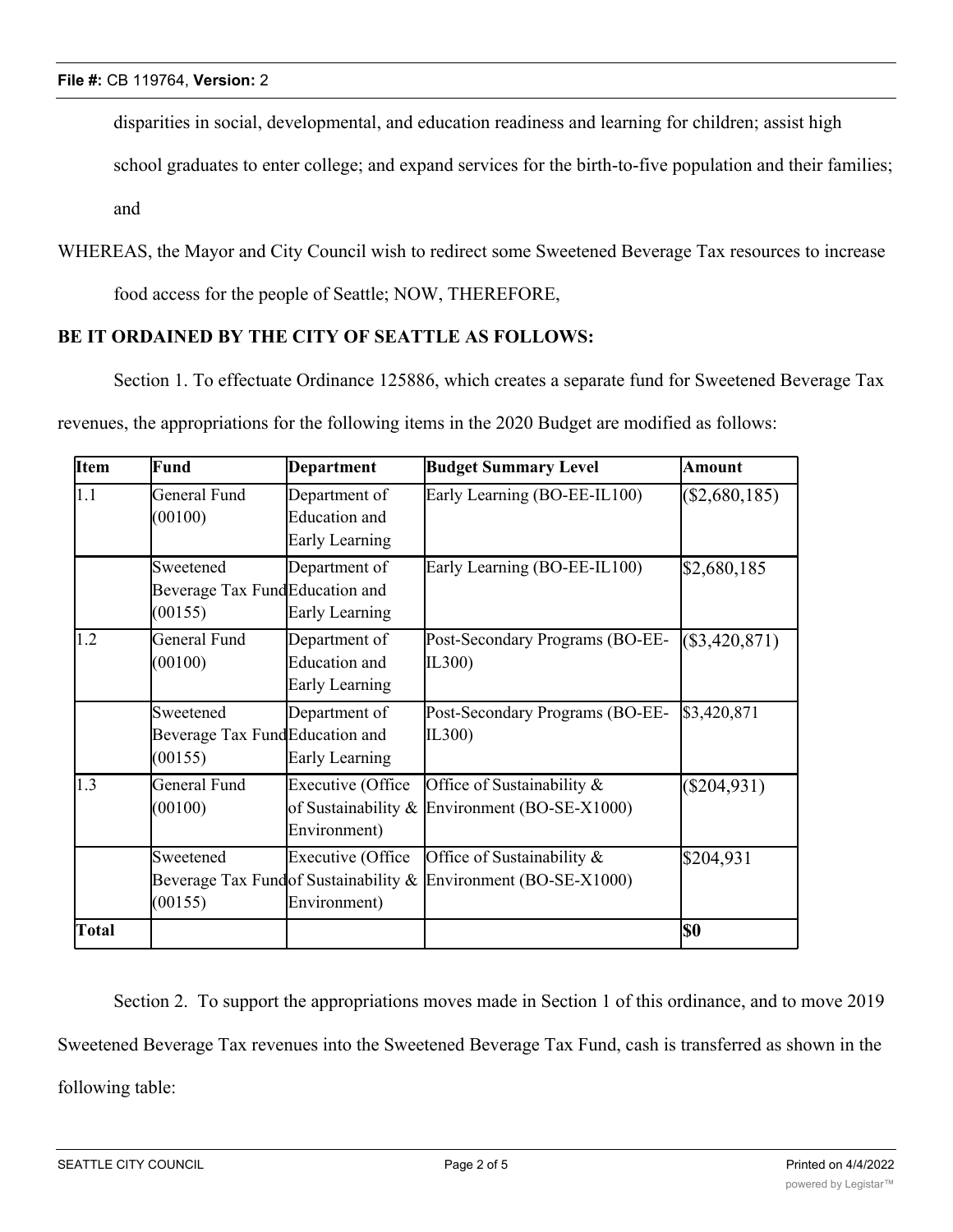disparities in social, developmental, and education readiness and learning for children; assist high school graduates to enter college; and expand services for the birth-to-five population and their families; and

WHEREAS, the Mayor and City Council wish to redirect some Sweetened Beverage Tax resources to increase food access for the people of Seattle; NOW, THEREFORE,

**BE IT ORDAINED BY THE CITY OF SEATTLE AS FOLLOWS:**

Section 1. To effectuate Ordinance 125886, which creates a separate fund for Sweetened Beverage Tax revenues, the appropriations for the following items in the 2020 Budget are modified as follows:

| Item | Fund | Department | Budget Summary Level | Amount |
|---|---|---|---|---|
| 1.1 | General Fund (00100) | Department of Education and Early Learning | Early Learning (BO-EE-IL100) | ($2,680,185) |
| | Sweetened Beverage Tax Fund (00155) | Department of Education and Early Learning | Early Learning (BO-EE-IL100) | $2,680,185 |
| 1.2 | General Fund (00100) | Department of Education and Early Learning | Post-Secondary Programs (BO-EE-IL300) | ($3,420,871) |
| | Sweetened Beverage Tax Fund (00155) | Department of Education and Early Learning | Post-Secondary Programs (BO-EE-IL300) | $3,420,871 |
| 1.3 | General Fund (00100) | Executive (Office of Sustainability & Environment) | Office of Sustainability & Environment (BO-SE-X1000) | ($204,931) |
| | Sweetened Beverage Tax Fund (00155) | Executive (Office of Sustainability & Environment) | Office of Sustainability & Environment (BO-SE-X1000) | $204,931 |
| **Total** | | | | **$0** |

Section 2. To support the appropriations moves made in Section 1 of this ordinance, and to move 2019 Sweetened Beverage Tax revenues into the Sweetened Beverage Tax Fund, cash is transferred as shown in the following table: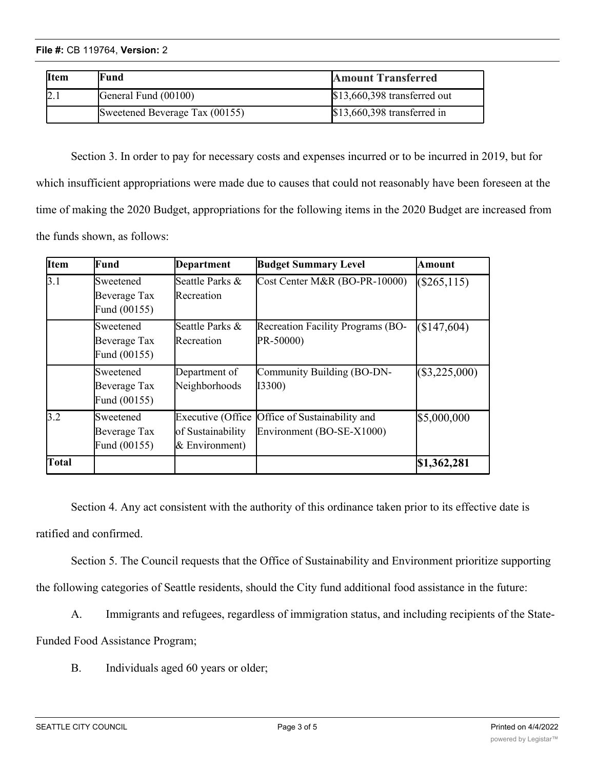| Item | Fund | Amount Transferred |
|---|---|---|
| 2.1 | General Fund (00100) | $13,660,398 transferred out |
| | Sweetened Beverage Tax (00155) | $13,660,398 transferred in |

Section 3. In order to pay for necessary costs and expenses incurred or to be incurred in 2019, but for which insufficient appropriations were made due to causes that could not reasonably have been foreseen at the time of making the 2020 Budget, appropriations for the following items in the 2020 Budget are increased from the funds shown, as follows:

| Item | Fund | Department | Budget Summary Level | Amount |
|---|---|---|---|---|
| 3.1 | Sweetened Beverage Tax Fund (00155) | Seattle Parks & Recreation | Cost Center M&R (BO-PR-10000) | ($265,115) |
| | Sweetened Beverage Tax Fund (00155) | Seattle Parks & Recreation | Recreation Facility Programs (BO-PR-50000) | ($147,604) |
| | Sweetened Beverage Tax Fund (00155) | Department of Neighborhoods | Community Building (BO-DN-I3300) | ($3,225,000) |
| 3.2 | Sweetened Beverage Tax Fund (00155) | Executive (Office of Sustainability & Environment) | Office of Sustainability and Environment (BO-SE-X1000) | $5,000,000 |
| **Total** | | | | **$1,362,281** |

Section 4. Any act consistent with the authority of this ordinance taken prior to its effective date is ratified and confirmed.

Section 5. The Council requests that the Office of Sustainability and Environment prioritize supporting the following categories of Seattle residents, should the City fund additional food assistance in the future:

A. Immigrants and refugees, regardless of immigration status, and including recipients of the State-Funded Food Assistance Program;

B. Individuals aged 60 years or older;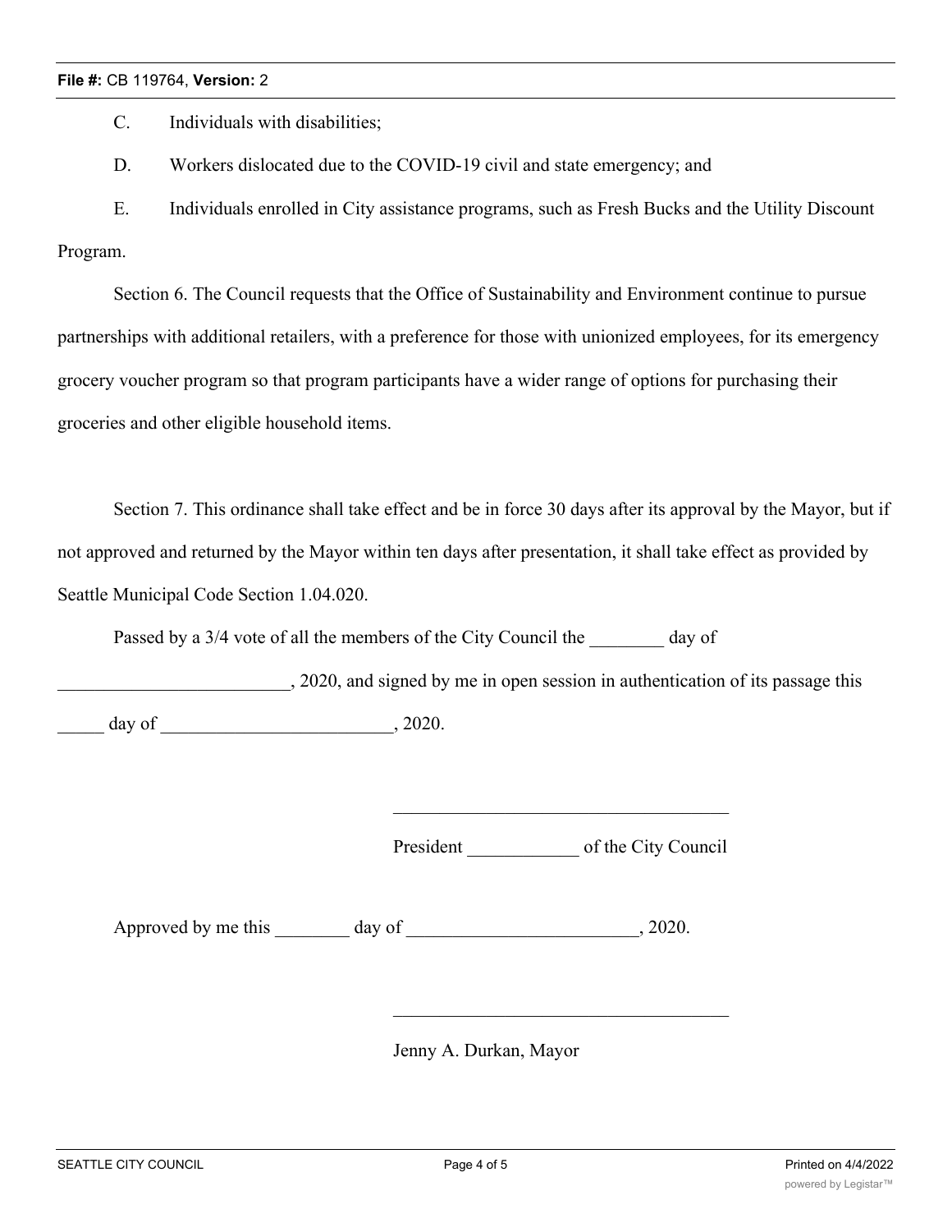C. Individuals with disabilities;

D. Workers dislocated due to the COVID-19 civil and state emergency; and

E. Individuals enrolled in City assistance programs, such as Fresh Bucks and the Utility Discount Program.

Section 6. The Council requests that the Office of Sustainability and Environment continue to pursue partnerships with additional retailers, with a preference for those with unionized employees, for its emergency grocery voucher program so that program participants have a wider range of options for purchasing their groceries and other eligible household items.

Section 7. This ordinance shall take effect and be in force 30 days after its approval by the Mayor, but if not approved and returned by the Mayor within ten days after presentation, it shall take effect as provided by Seattle Municipal Code Section 1.04.020.

Passed by a 3/4 vote of all the members of the City Council the ________ day of _________________________, 2020, and signed by me in open session in authentication of its passage this _____ day of _________________________, 2020.

____________________________________

President ____________ of the City Council

Approved by me this ________ day of _________________________, 2020.

____________________________________

Jenny A. Durkan, Mayor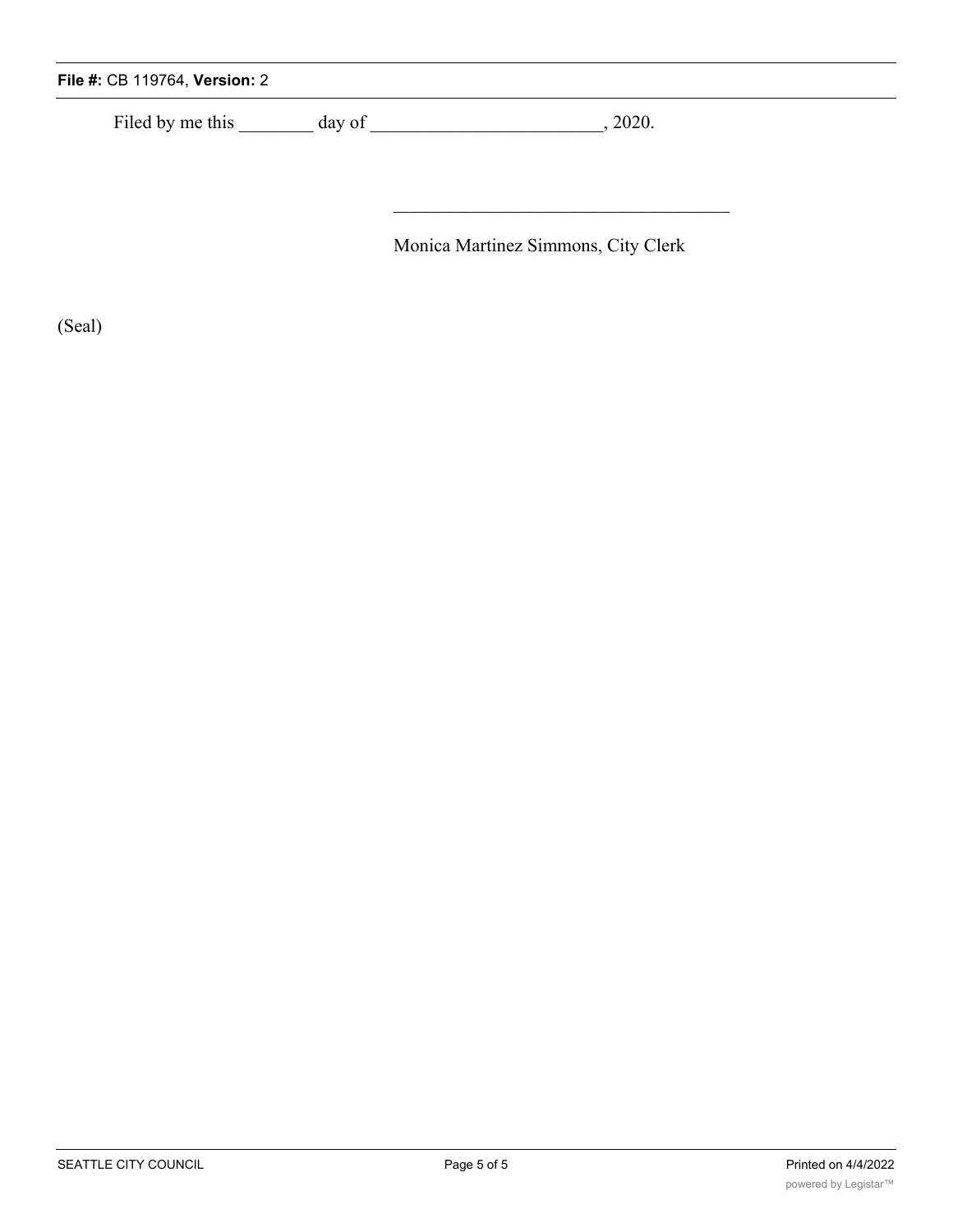Filed by me this ________ day of _________________________, 2020.

_____________________________________

Monica Martinez Simmons, City Clerk

(Seal)